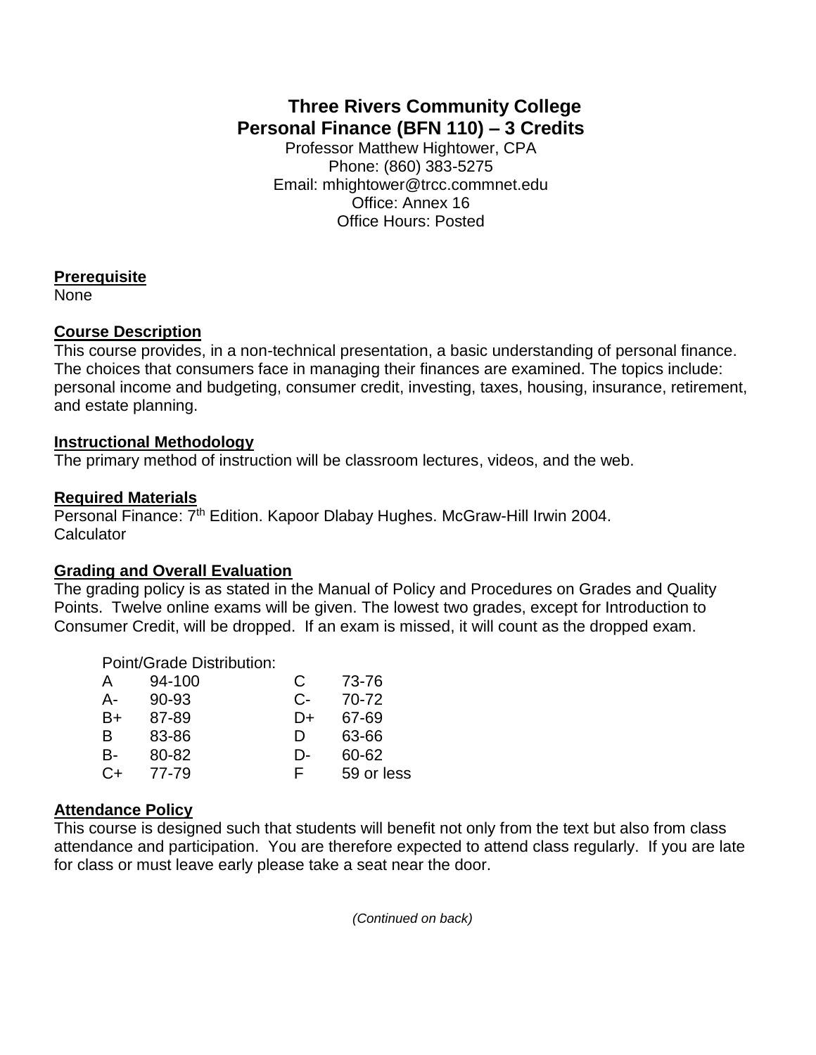# Three Rivers Community College
## Personal Finance (BFN 110) – 3 Credits

Professor Matthew Hightower, CPA
Phone: (860) 383-5275
Email: mhightower@trcc.commnet.edu
Office: Annex 16
Office Hours: Posted

### Prerequisite

None

### Course Description

This course provides, in a non-technical presentation, a basic understanding of personal finance. The choices that consumers face in managing their finances are examined. The topics include: personal income and budgeting, consumer credit, investing, taxes, housing, insurance, retirement, and estate planning.

### Instructional Methodology

The primary method of instruction will be classroom lectures, videos, and the web.

### Required Materials

Personal Finance: 7th Edition. Kapoor Dlabay Hughes. McGraw-Hill Irwin 2004.
Calculator

### Grading and Overall Evaluation

The grading policy is as stated in the Manual of Policy and Procedures on Grades and Quality Points. Twelve online exams will be given. The lowest two grades, except for Introduction to Consumer Credit, will be dropped. If an exam is missed, it will count as the dropped exam.

Point/Grade Distribution:

| Grade | Points | Grade | Points |
|---|---|---|---|
| A | 94-100 | C | 73-76 |
| A- | 90-93 | C- | 70-72 |
| B+ | 87-89 | D+ | 67-69 |
| B | 83-86 | D | 63-66 |
| B- | 80-82 | D- | 60-62 |
| C+ | 77-79 | F | 59 or less |

### Attendance Policy

This course is designed such that students will benefit not only from the text but also from class attendance and participation. You are therefore expected to attend class regularly. If you are late for class or must leave early please take a seat near the door.

*(Continued on back)*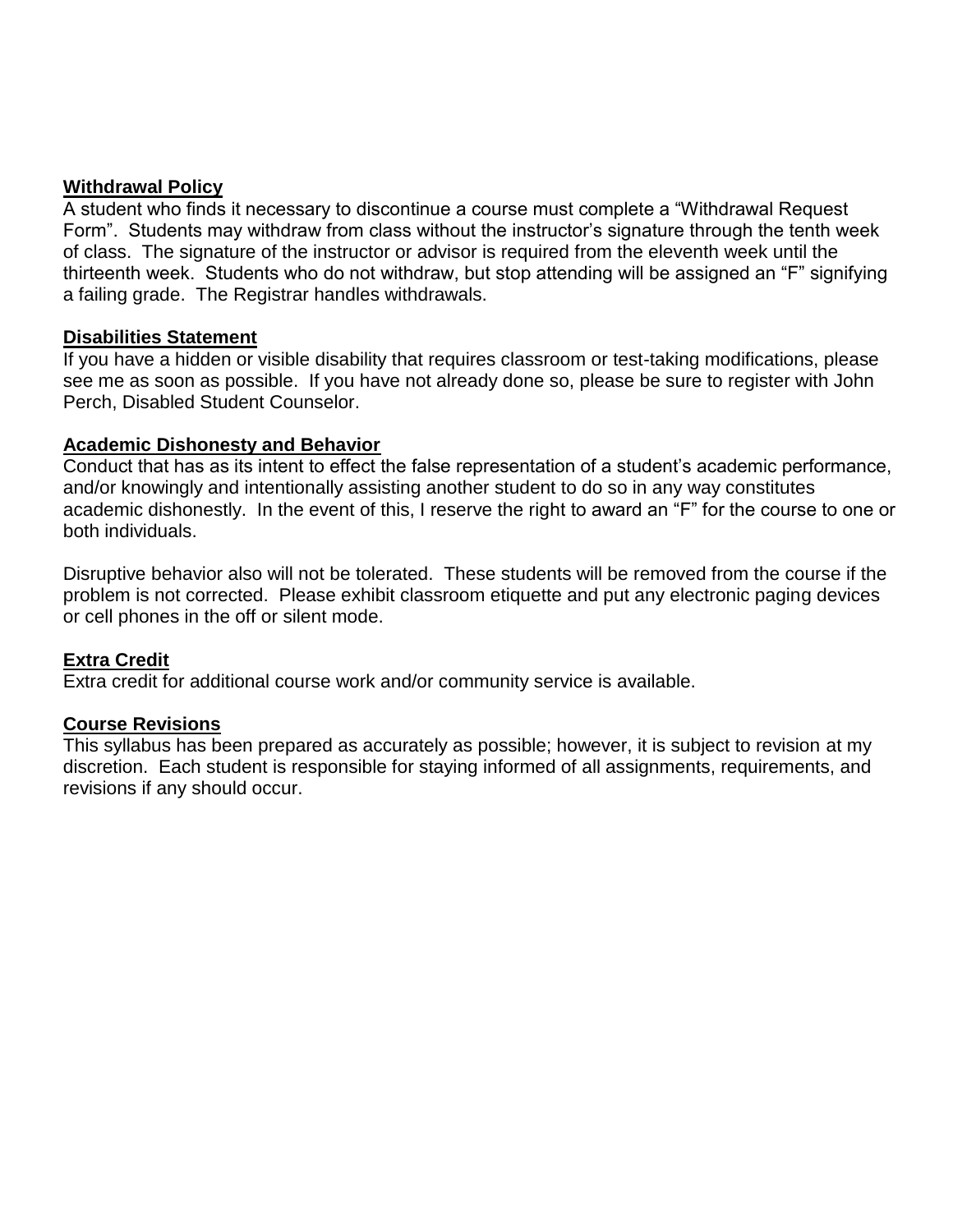**Withdrawal Policy**

A student who finds it necessary to discontinue a course must complete a "Withdrawal Request Form". Students may withdraw from class without the instructor's signature through the tenth week of class. The signature of the instructor or advisor is required from the eleventh week until the thirteenth week. Students who do not withdraw, but stop attending will be assigned an "F" signifying a failing grade. The Registrar handles withdrawals.

**Disabilities Statement**

If you have a hidden or visible disability that requires classroom or test-taking modifications, please see me as soon as possible. If you have not already done so, please be sure to register with John Perch, Disabled Student Counselor.

**Academic Dishonesty and Behavior**

Conduct that has as its intent to effect the false representation of a student's academic performance, and/or knowingly and intentionally assisting another student to do so in any way constitutes academic dishonestly. In the event of this, I reserve the right to award an "F" for the course to one or both individuals.

Disruptive behavior also will not be tolerated. These students will be removed from the course if the problem is not corrected. Please exhibit classroom etiquette and put any electronic paging devices or cell phones in the off or silent mode.

**Extra Credit**

Extra credit for additional course work and/or community service is available.

**Course Revisions**

This syllabus has been prepared as accurately as possible; however, it is subject to revision at my discretion. Each student is responsible for staying informed of all assignments, requirements, and revisions if any should occur.